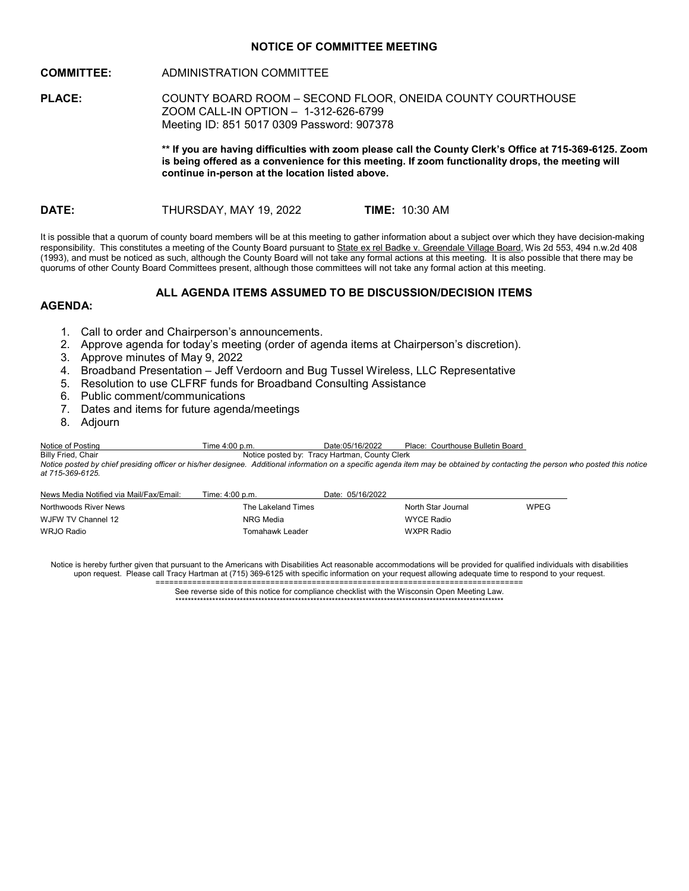# NOTICE OF COMMITTEE MEETING

**COMMITTEE:** ADMINISTRATION COMMITTEE

**PLACE:** COUNTY BOARD ROOM – SECOND FLOOR, ONEIDA COUNTY COURTHOUSE
ZOOM CALL-IN OPTION – 1-312-626-6799
Meeting ID: 851 5017 0309 Password: 907378

**** If you are having difficulties with zoom please call the County Clerk's Office at 715-369-6125. Zoom is being offered as a convenience for this meeting. If zoom functionality drops, the meeting will continue in-person at the location listed above.**

**DATE:** THURSDAY, MAY 19, 2022 **TIME:** 10:30 AM

It is possible that a quorum of county board members will be at this meeting to gather information about a subject over which they have decision-making responsibility. This constitutes a meeting of the County Board pursuant to State ex rel Badke v. Greendale Village Board, Wis 2d 553, 494 n.w.2d 408 (1993), and must be noticed as such, although the County Board will not take any formal actions at this meeting. It is also possible that there may be quorums of other County Board Committees present, although those committees will not take any formal action at this meeting.

**ALL AGENDA ITEMS ASSUMED TO BE DISCUSSION/DECISION ITEMS**

**AGENDA:**

1. Call to order and Chairperson's announcements.
2. Approve agenda for today's meeting (order of agenda items at Chairperson's discretion).
3. Approve minutes of May 9, 2022
4. Broadband Presentation – Jeff Verdoorn and Bug Tussel Wireless, LLC Representative
5. Resolution to use CLFRF funds for Broadband Consulting Assistance
6. Public comment/communications
7. Dates and items for future agenda/meetings
8. Adjourn

Notice of Posting Time 4:00 p.m. Date:05/16/2022 Place: Courthouse Bulletin Board
Billy Fried, Chair Notice posted by: Tracy Hartman, County Clerk

*Notice posted by chief presiding officer or his/her designee. Additional information on a specific agenda item may be obtained by contacting the person who posted this notice at 715-369-6125.*

| News Media Notified via Mail/Fax/Email: | Time: 4:00 p.m. | Date: 05/16/2022 | |
|---|---|---|---|
| Northwoods River News | The Lakeland Times | North Star Journal | WPEG |
| WJFW TV Channel 12 | NRG Media | WYCE Radio | |
| WRJO Radio | Tomahawk Leader | WXPR Radio | |

Notice is hereby further given that pursuant to the Americans with Disabilities Act reasonable accommodations will be provided for qualified individuals with disabilities upon request. Please call Tracy Hartman at (715) 369-6125 with specific information on your request allowing adequate time to respond to your request.

See reverse side of this notice for compliance checklist with the Wisconsin Open Meeting Law.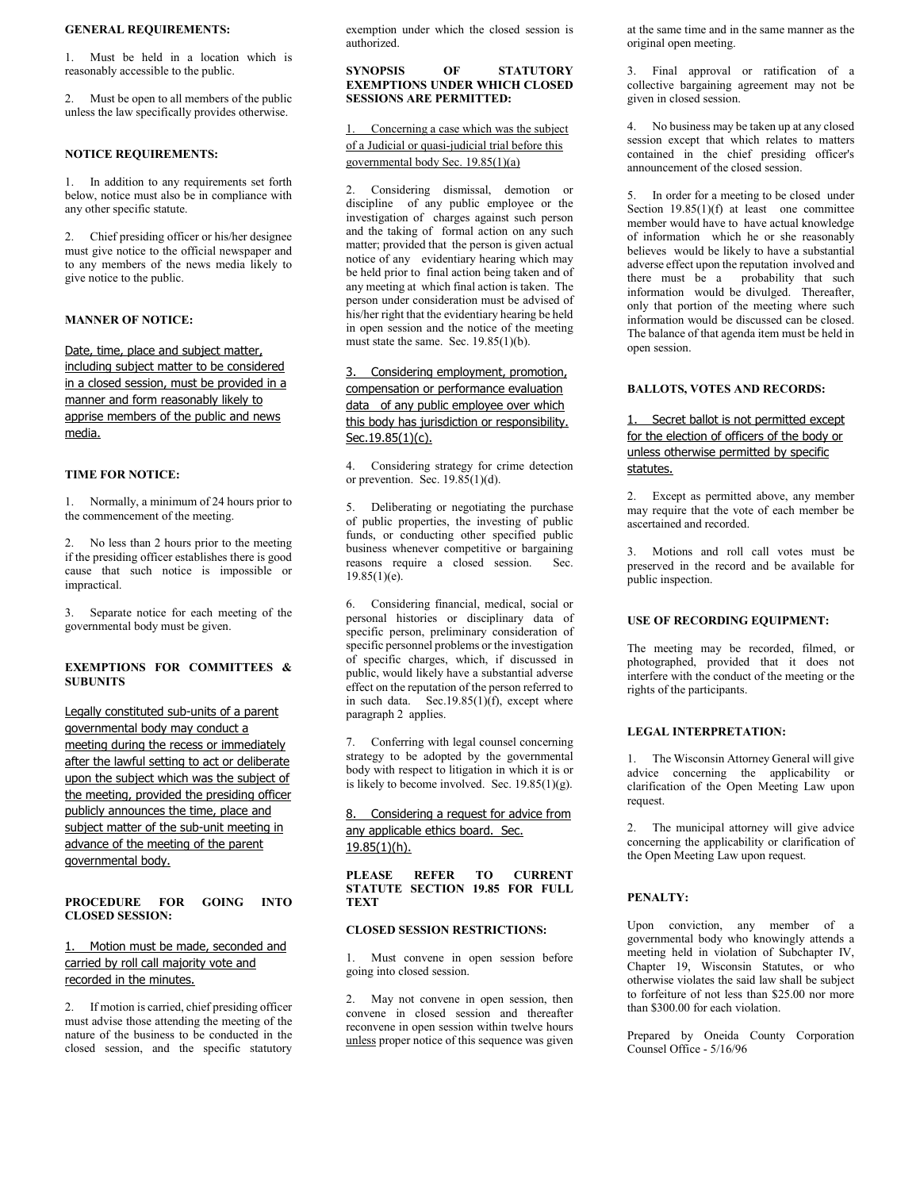**GENERAL REQUIREMENTS:**

1. Must be held in a location which is reasonably accessible to the public.

2. Must be open to all members of the public unless the law specifically provides otherwise.

**NOTICE REQUIREMENTS:**

1. In addition to any requirements set forth below, notice must also be in compliance with any other specific statute.

2. Chief presiding officer or his/her designee must give notice to the official newspaper and to any members of the news media likely to give notice to the public.

**MANNER OF NOTICE:**

Date, time, place and subject matter, including subject matter to be considered in a closed session, must be provided in a manner and form reasonably likely to apprise members of the public and news media.

**TIME FOR NOTICE:**

1. Normally, a minimum of 24 hours prior to the commencement of the meeting.

2. No less than 2 hours prior to the meeting if the presiding officer establishes there is good cause that such notice is impossible or impractical.

3. Separate notice for each meeting of the governmental body must be given.

**EXEMPTIONS FOR COMMITTEES & SUBUNITS**

Legally constituted sub-units of a parent governmental body may conduct a meeting during the recess or immediately after the lawful setting to act or deliberate upon the subject which was the subject of the meeting, provided the presiding officer publicly announces the time, place and subject matter of the sub-unit meeting in advance of the meeting of the parent governmental body.

**PROCEDURE FOR GOING INTO CLOSED SESSION:**

1. Motion must be made, seconded and carried by roll call majority vote and recorded in the minutes.

2. If motion is carried, chief presiding officer must advise those attending the meeting of the nature of the business to be conducted in the closed session, and the specific statutory exemption under which the closed session is authorized.

**SYNOPSIS OF STATUTORY EXEMPTIONS UNDER WHICH CLOSED SESSIONS ARE PERMITTED:**

1. Concerning a case which was the subject of a Judicial or quasi-judicial trial before this governmental body Sec. 19.85(1)(a)

2. Considering dismissal, demotion or discipline of any public employee or the investigation of charges against such person and the taking of formal action on any such matter; provided that the person is given actual notice of any evidentiary hearing which may be held prior to final action being taken and of any meeting at which final action is taken. The person under consideration must be advised of his/her right that the evidentiary hearing be held in open session and the notice of the meeting must state the same. Sec. 19.85(1)(b).

3. Considering employment, promotion, compensation or performance evaluation data of any public employee over which this body has jurisdiction or responsibility. Sec.19.85(1)(c).

4. Considering strategy for crime detection or prevention. Sec. 19.85(1)(d).

5. Deliberating or negotiating the purchase of public properties, the investing of public funds, or conducting other specified public business whenever competitive or bargaining reasons require a closed session. Sec. 19.85(1)(e).

6. Considering financial, medical, social or personal histories or disciplinary data of specific person, preliminary consideration of specific personnel problems or the investigation of specific charges, which, if discussed in public, would likely have a substantial adverse effect on the reputation of the person referred to in such data. Sec.19.85(1)(f), except where paragraph 2 applies.

7. Conferring with legal counsel concerning strategy to be adopted by the governmental body with respect to litigation in which it is or is likely to become involved. Sec. 19.85(1)(g).

8. Considering a request for advice from any applicable ethics board. Sec. 19.85(1)(h).

**PLEASE REFER TO CURRENT STATUTE SECTION 19.85 FOR FULL TEXT**

**CLOSED SESSION RESTRICTIONS:**

1. Must convene in open session before going into closed session.

2. May not convene in open session, then convene in closed session and thereafter reconvene in open session within twelve hours unless proper notice of this sequence was given at the same time and in the same manner as the original open meeting.

3. Final approval or ratification of a collective bargaining agreement may not be given in closed session.

4. No business may be taken up at any closed session except that which relates to matters contained in the chief presiding officer's announcement of the closed session.

5. In order for a meeting to be closed under Section 19.85(1)(f) at least one committee member would have to have actual knowledge of information which he or she reasonably believes would be likely to have a substantial adverse effect upon the reputation involved and there must be a probability that such information would be divulged. Thereafter, only that portion of the meeting where such information would be discussed can be closed. The balance of that agenda item must be held in open session.

**BALLOTS, VOTES AND RECORDS:**

1. Secret ballot is not permitted except for the election of officers of the body or unless otherwise permitted by specific statutes.

2. Except as permitted above, any member may require that the vote of each member be ascertained and recorded.

3. Motions and roll call votes must be preserved in the record and be available for public inspection.

**USE OF RECORDING EQUIPMENT:**

The meeting may be recorded, filmed, or photographed, provided that it does not interfere with the conduct of the meeting or the rights of the participants.

**LEGAL INTERPRETATION:**

1. The Wisconsin Attorney General will give advice concerning the applicability or clarification of the Open Meeting Law upon request.

2. The municipal attorney will give advice concerning the applicability or clarification of the Open Meeting Law upon request.

**PENALTY:**

Upon conviction, any member of a governmental body who knowingly attends a meeting held in violation of Subchapter IV, Chapter 19, Wisconsin Statutes, or who otherwise violates the said law shall be subject to forfeiture of not less than $25.00 nor more than $300.00 for each violation.

Prepared by Oneida County Corporation Counsel Office - 5/16/96